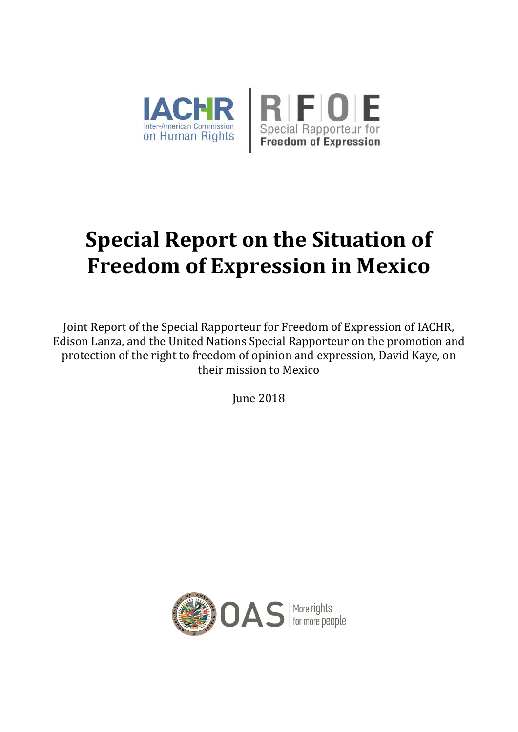IACHR Inter-American Commission on Human Rights | RFOE Special Rapporteur for Freedom of Expression

# Special Report on the Situation of Freedom of Expression in Mexico

Joint Report of the Special Rapporteur for Freedom of Expression of IACHR, Edison Lanza, and the United Nations Special Rapporteur on the promotion and protection of the right to freedom of opinion and expression, David Kaye, on their mission to Mexico

June 2018

OAS | More rights for more people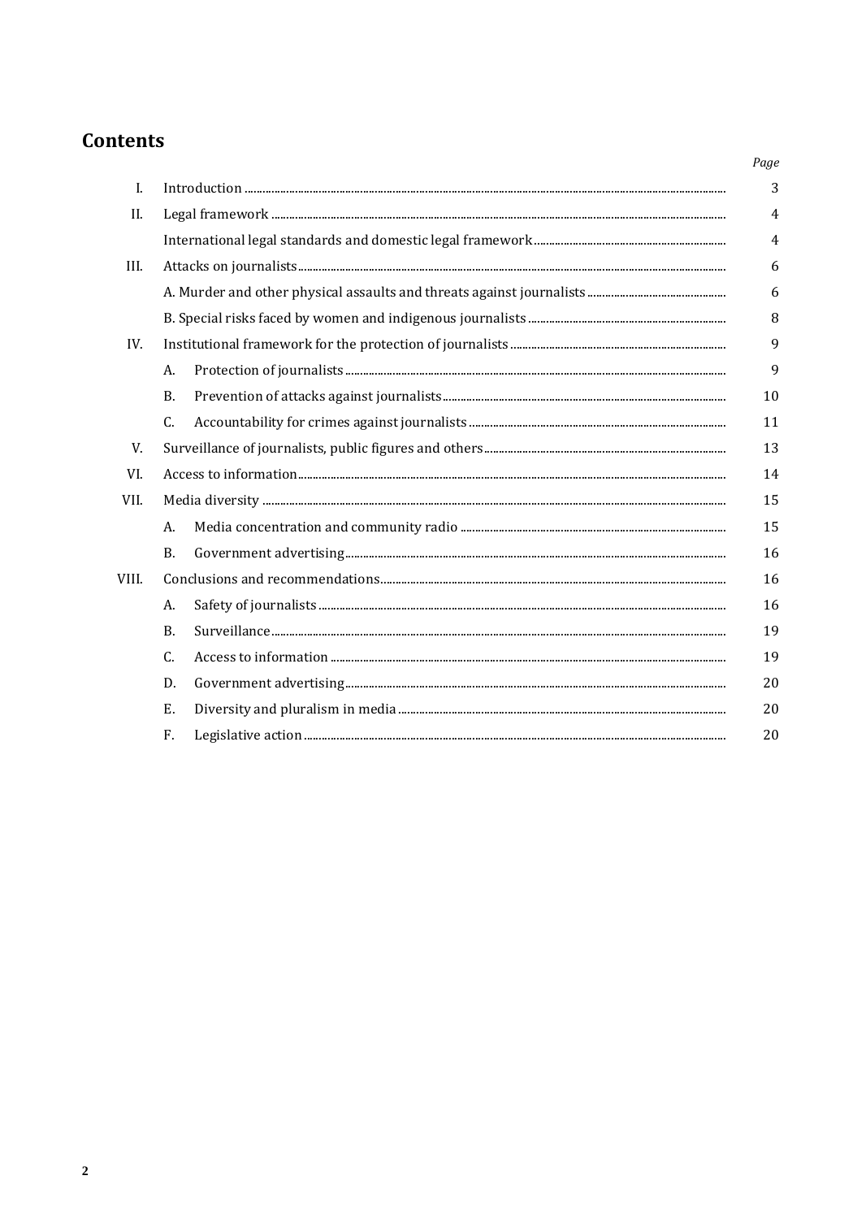## Contents

| | | Page |
|---|---|---|
| I. | Introduction | 3 |
| II. | Legal framework | 4 |
| | International legal standards and domestic legal framework | 4 |
| III. | Attacks on journalists | 6 |
| | A. Murder and other physical assaults and threats against journalists | 6 |
| | B. Special risks faced by women and indigenous journalists | 8 |
| IV. | Institutional framework for the protection of journalists | 9 |
| | A. Protection of journalists | 9 |
| | B. Prevention of attacks against journalists | 10 |
| | C. Accountability for crimes against journalists | 11 |
| V. | Surveillance of journalists, public figures and others | 13 |
| VI. | Access to information | 14 |
| VII. | Media diversity | 15 |
| | A. Media concentration and community radio | 15 |
| | B. Government advertising | 16 |
| VIII. | Conclusions and recommendations | 16 |
| | A. Safety of journalists | 16 |
| | B. Surveillance | 19 |
| | C. Access to information | 19 |
| | D. Government advertising | 20 |
| | E. Diversity and pluralism in media | 20 |
| | F. Legislative action | 20 |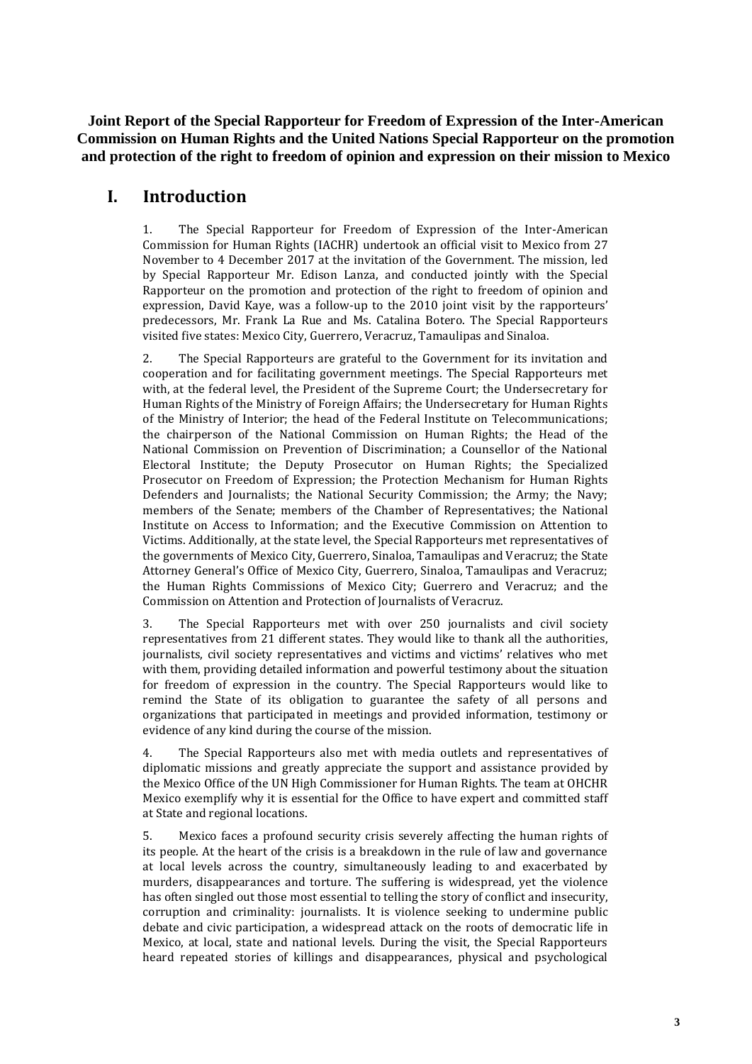**Joint Report of the Special Rapporteur for Freedom of Expression of the Inter-American Commission on Human Rights and the United Nations Special Rapporteur on the promotion and protection of the right to freedom of opinion and expression on their mission to Mexico**

# I. Introduction

1. The Special Rapporteur for Freedom of Expression of the Inter-American Commission for Human Rights (IACHR) undertook an official visit to Mexico from 27 November to 4 December 2017 at the invitation of the Government. The mission, led by Special Rapporteur Mr. Edison Lanza, and conducted jointly with the Special Rapporteur on the promotion and protection of the right to freedom of opinion and expression, David Kaye, was a follow-up to the 2010 joint visit by the rapporteurs' predecessors, Mr. Frank La Rue and Ms. Catalina Botero. The Special Rapporteurs visited five states: Mexico City, Guerrero, Veracruz, Tamaulipas and Sinaloa.

2. The Special Rapporteurs are grateful to the Government for its invitation and cooperation and for facilitating government meetings. The Special Rapporteurs met with, at the federal level, the President of the Supreme Court; the Undersecretary for Human Rights of the Ministry of Foreign Affairs; the Undersecretary for Human Rights of the Ministry of Interior; the head of the Federal Institute on Telecommunications; the chairperson of the National Commission on Human Rights; the Head of the National Commission on Prevention of Discrimination; a Counsellor of the National Electoral Institute; the Deputy Prosecutor on Human Rights; the Specialized Prosecutor on Freedom of Expression; the Protection Mechanism for Human Rights Defenders and Journalists; the National Security Commission; the Army; the Navy; members of the Senate; members of the Chamber of Representatives; the National Institute on Access to Information; and the Executive Commission on Attention to Victims. Additionally, at the state level, the Special Rapporteurs met representatives of the governments of Mexico City, Guerrero, Sinaloa, Tamaulipas and Veracruz; the State Attorney General's Office of Mexico City, Guerrero, Sinaloa, Tamaulipas and Veracruz; the Human Rights Commissions of Mexico City; Guerrero and Veracruz; and the Commission on Attention and Protection of Journalists of Veracruz.

3. The Special Rapporteurs met with over 250 journalists and civil society representatives from 21 different states. They would like to thank all the authorities, journalists, civil society representatives and victims and victims' relatives who met with them, providing detailed information and powerful testimony about the situation for freedom of expression in the country. The Special Rapporteurs would like to remind the State of its obligation to guarantee the safety of all persons and organizations that participated in meetings and provided information, testimony or evidence of any kind during the course of the mission.

4. The Special Rapporteurs also met with media outlets and representatives of diplomatic missions and greatly appreciate the support and assistance provided by the Mexico Office of the UN High Commissioner for Human Rights. The team at OHCHR Mexico exemplify why it is essential for the Office to have expert and committed staff at State and regional locations.

5. Mexico faces a profound security crisis severely affecting the human rights of its people. At the heart of the crisis is a breakdown in the rule of law and governance at local levels across the country, simultaneously leading to and exacerbated by murders, disappearances and torture. The suffering is widespread, yet the violence has often singled out those most essential to telling the story of conflict and insecurity, corruption and criminality: journalists. It is violence seeking to undermine public debate and civic participation, a widespread attack on the roots of democratic life in Mexico, at local, state and national levels. During the visit, the Special Rapporteurs heard repeated stories of killings and disappearances, physical and psychological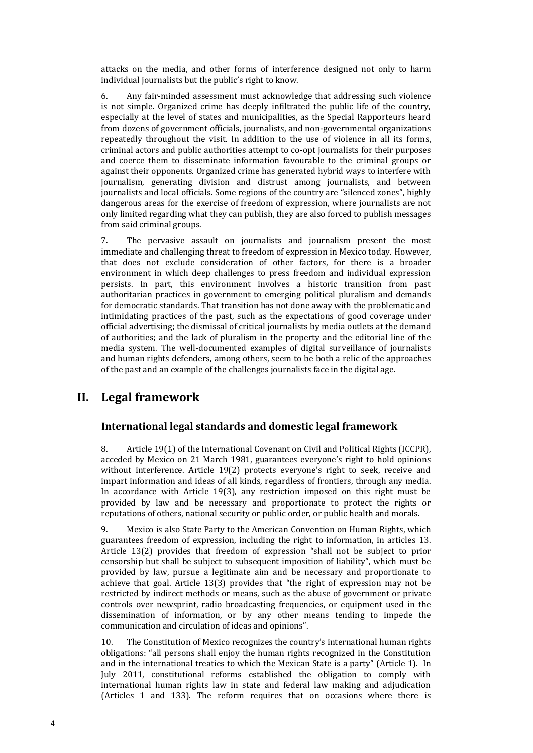attacks on the media, and other forms of interference designed not only to harm individual journalists but the public's right to know.

6. Any fair-minded assessment must acknowledge that addressing such violence is not simple. Organized crime has deeply infiltrated the public life of the country, especially at the level of states and municipalities, as the Special Rapporteurs heard from dozens of government officials, journalists, and non-governmental organizations repeatedly throughout the visit. In addition to the use of violence in all its forms, criminal actors and public authorities attempt to co-opt journalists for their purposes and coerce them to disseminate information favourable to the criminal groups or against their opponents. Organized crime has generated hybrid ways to interfere with journalism, generating division and distrust among journalists, and between journalists and local officials. Some regions of the country are "silenced zones", highly dangerous areas for the exercise of freedom of expression, where journalists are not only limited regarding what they can publish, they are also forced to publish messages from said criminal groups.

7. The pervasive assault on journalists and journalism present the most immediate and challenging threat to freedom of expression in Mexico today. However, that does not exclude consideration of other factors, for there is a broader environment in which deep challenges to press freedom and individual expression persists. In part, this environment involves a historic transition from past authoritarian practices in government to emerging political pluralism and demands for democratic standards. That transition has not done away with the problematic and intimidating practices of the past, such as the expectations of good coverage under official advertising; the dismissal of critical journalists by media outlets at the demand of authorities; and the lack of pluralism in the property and the editorial line of the media system. The well-documented examples of digital surveillance of journalists and human rights defenders, among others, seem to be both a relic of the approaches of the past and an example of the challenges journalists face in the digital age.

## II. Legal framework

### International legal standards and domestic legal framework

8. Article 19(1) of the International Covenant on Civil and Political Rights (ICCPR), acceded by Mexico on 21 March 1981, guarantees everyone's right to hold opinions without interference. Article 19(2) protects everyone's right to seek, receive and impart information and ideas of all kinds, regardless of frontiers, through any media. In accordance with Article 19(3), any restriction imposed on this right must be provided by law and be necessary and proportionate to protect the rights or reputations of others, national security or public order, or public health and morals.

9. Mexico is also State Party to the American Convention on Human Rights, which guarantees freedom of expression, including the right to information, in articles 13. Article 13(2) provides that freedom of expression "shall not be subject to prior censorship but shall be subject to subsequent imposition of liability", which must be provided by law, pursue a legitimate aim and be necessary and proportionate to achieve that goal. Article 13(3) provides that "the right of expression may not be restricted by indirect methods or means, such as the abuse of government or private controls over newsprint, radio broadcasting frequencies, or equipment used in the dissemination of information, or by any other means tending to impede the communication and circulation of ideas and opinions".

10. The Constitution of Mexico recognizes the country's international human rights obligations: "all persons shall enjoy the human rights recognized in the Constitution and in the international treaties to which the Mexican State is a party" (Article 1). In July 2011, constitutional reforms established the obligation to comply with international human rights law in state and federal law making and adjudication (Articles 1 and 133). The reform requires that on occasions where there is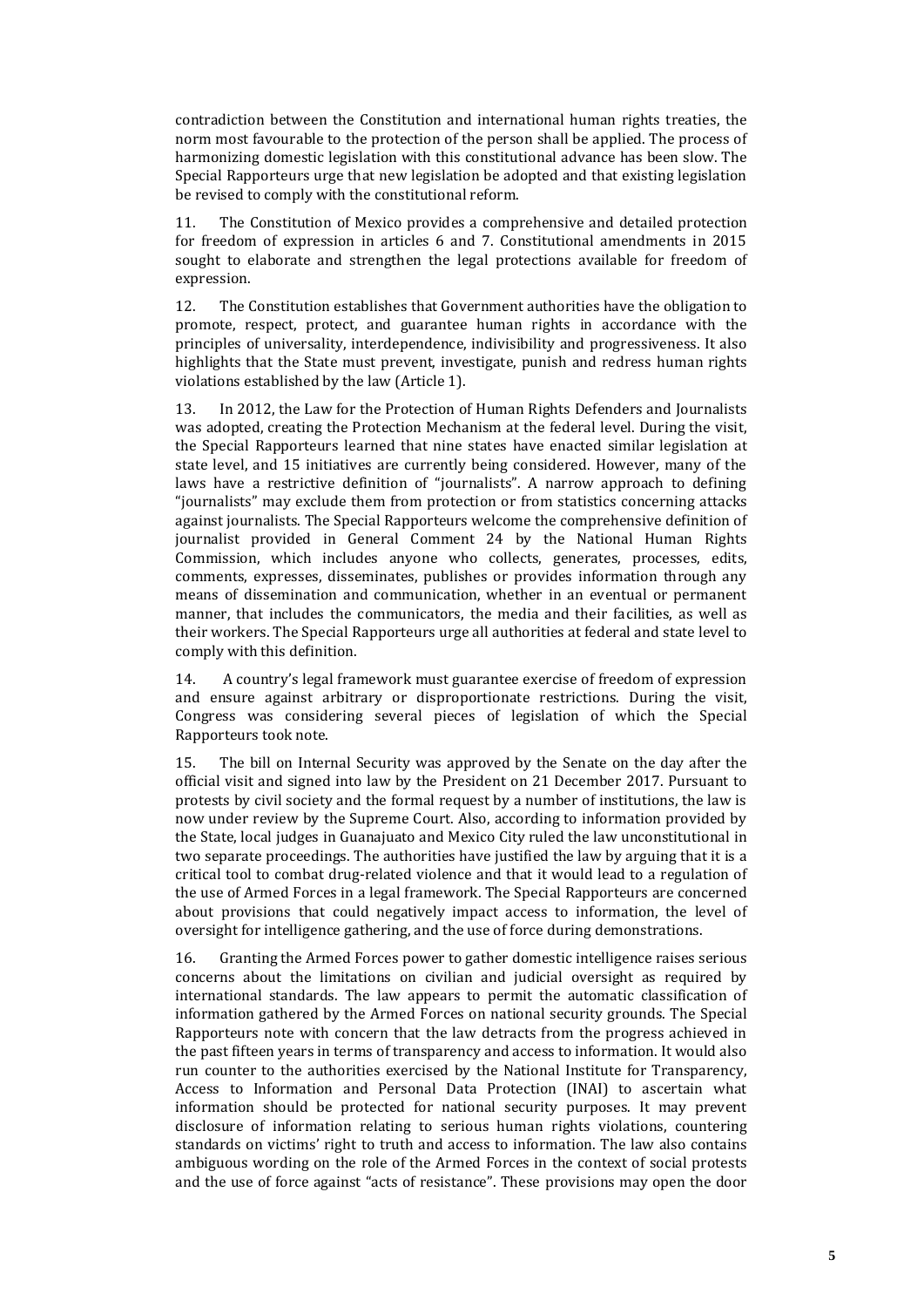contradiction between the Constitution and international human rights treaties, the norm most favourable to the protection of the person shall be applied. The process of harmonizing domestic legislation with this constitutional advance has been slow. The Special Rapporteurs urge that new legislation be adopted and that existing legislation be revised to comply with the constitutional reform.

11. The Constitution of Mexico provides a comprehensive and detailed protection for freedom of expression in articles 6 and 7. Constitutional amendments in 2015 sought to elaborate and strengthen the legal protections available for freedom of expression.

12. The Constitution establishes that Government authorities have the obligation to promote, respect, protect, and guarantee human rights in accordance with the principles of universality, interdependence, indivisibility and progressiveness. It also highlights that the State must prevent, investigate, punish and redress human rights violations established by the law (Article 1).

13. In 2012, the Law for the Protection of Human Rights Defenders and Journalists was adopted, creating the Protection Mechanism at the federal level. During the visit, the Special Rapporteurs learned that nine states have enacted similar legislation at state level, and 15 initiatives are currently being considered. However, many of the laws have a restrictive definition of "journalists". A narrow approach to defining "journalists" may exclude them from protection or from statistics concerning attacks against journalists. The Special Rapporteurs welcome the comprehensive definition of journalist provided in General Comment 24 by the National Human Rights Commission, which includes anyone who collects, generates, processes, edits, comments, expresses, disseminates, publishes or provides information through any means of dissemination and communication, whether in an eventual or permanent manner, that includes the communicators, the media and their facilities, as well as their workers. The Special Rapporteurs urge all authorities at federal and state level to comply with this definition.

14. A country's legal framework must guarantee exercise of freedom of expression and ensure against arbitrary or disproportionate restrictions. During the visit, Congress was considering several pieces of legislation of which the Special Rapporteurs took note.

15. The bill on Internal Security was approved by the Senate on the day after the official visit and signed into law by the President on 21 December 2017. Pursuant to protests by civil society and the formal request by a number of institutions, the law is now under review by the Supreme Court. Also, according to information provided by the State, local judges in Guanajuato and Mexico City ruled the law unconstitutional in two separate proceedings. The authorities have justified the law by arguing that it is a critical tool to combat drug-related violence and that it would lead to a regulation of the use of Armed Forces in a legal framework. The Special Rapporteurs are concerned about provisions that could negatively impact access to information, the level of oversight for intelligence gathering, and the use of force during demonstrations.

16. Granting the Armed Forces power to gather domestic intelligence raises serious concerns about the limitations on civilian and judicial oversight as required by international standards. The law appears to permit the automatic classification of information gathered by the Armed Forces on national security grounds. The Special Rapporteurs note with concern that the law detracts from the progress achieved in the past fifteen years in terms of transparency and access to information. It would also run counter to the authorities exercised by the National Institute for Transparency, Access to Information and Personal Data Protection (INAI) to ascertain what information should be protected for national security purposes. It may prevent disclosure of information relating to serious human rights violations, countering standards on victims' right to truth and access to information. The law also contains ambiguous wording on the role of the Armed Forces in the context of social protests and the use of force against "acts of resistance". These provisions may open the door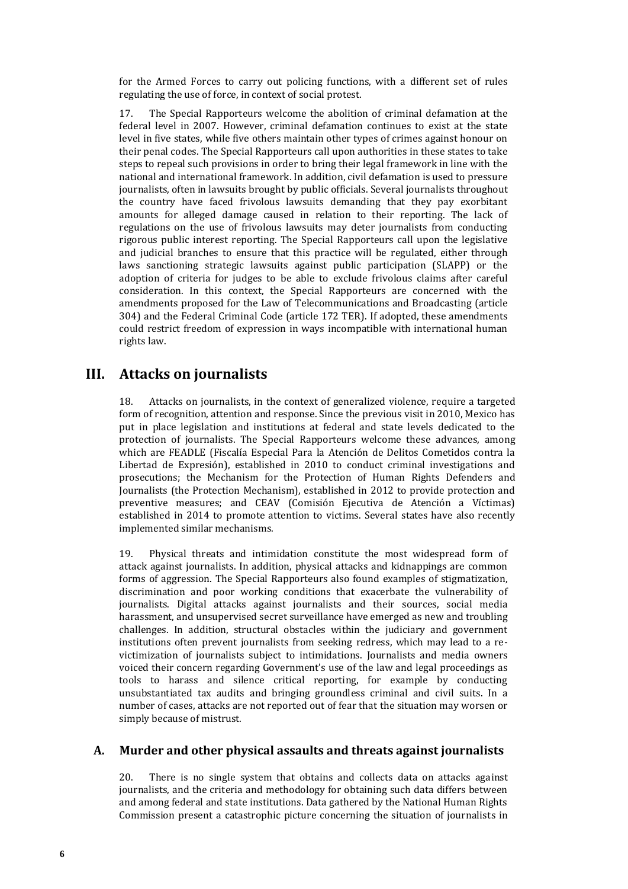for the Armed Forces to carry out policing functions, with a different set of rules regulating the use of force, in context of social protest.

17. The Special Rapporteurs welcome the abolition of criminal defamation at the federal level in 2007. However, criminal defamation continues to exist at the state level in five states, while five others maintain other types of crimes against honour on their penal codes. The Special Rapporteurs call upon authorities in these states to take steps to repeal such provisions in order to bring their legal framework in line with the national and international framework. In addition, civil defamation is used to pressure journalists, often in lawsuits brought by public officials. Several journalists throughout the country have faced frivolous lawsuits demanding that they pay exorbitant amounts for alleged damage caused in relation to their reporting. The lack of regulations on the use of frivolous lawsuits may deter journalists from conducting rigorous public interest reporting. The Special Rapporteurs call upon the legislative and judicial branches to ensure that this practice will be regulated, either through laws sanctioning strategic lawsuits against public participation (SLAPP) or the adoption of criteria for judges to be able to exclude frivolous claims after careful consideration. In this context, the Special Rapporteurs are concerned with the amendments proposed for the Law of Telecommunications and Broadcasting (article 304) and the Federal Criminal Code (article 172 TER). If adopted, these amendments could restrict freedom of expression in ways incompatible with international human rights law.

# III. Attacks on journalists

18. Attacks on journalists, in the context of generalized violence, require a targeted form of recognition, attention and response. Since the previous visit in 2010, Mexico has put in place legislation and institutions at federal and state levels dedicated to the protection of journalists. The Special Rapporteurs welcome these advances, among which are FEADLE (Fiscalía Especial Para la Atención de Delitos Cometidos contra la Libertad de Expresión), established in 2010 to conduct criminal investigations and prosecutions; the Mechanism for the Protection of Human Rights Defenders and Journalists (the Protection Mechanism), established in 2012 to provide protection and preventive measures; and CEAV (Comisión Ejecutiva de Atención a Víctimas) established in 2014 to promote attention to victims. Several states have also recently implemented similar mechanisms.

19. Physical threats and intimidation constitute the most widespread form of attack against journalists. In addition, physical attacks and kidnappings are common forms of aggression. The Special Rapporteurs also found examples of stigmatization, discrimination and poor working conditions that exacerbate the vulnerability of journalists. Digital attacks against journalists and their sources, social media harassment, and unsupervised secret surveillance have emerged as new and troubling challenges. In addition, structural obstacles within the judiciary and government institutions often prevent journalists from seeking redress, which may lead to a re-victimization of journalists subject to intimidations. Journalists and media owners voiced their concern regarding Government's use of the law and legal proceedings as tools to harass and silence critical reporting, for example by conducting unsubstantiated tax audits and bringing groundless criminal and civil suits. In a number of cases, attacks are not reported out of fear that the situation may worsen or simply because of mistrust.

## A. Murder and other physical assaults and threats against journalists

20. There is no single system that obtains and collects data on attacks against journalists, and the criteria and methodology for obtaining such data differs between and among federal and state institutions. Data gathered by the National Human Rights Commission present a catastrophic picture concerning the situation of journalists in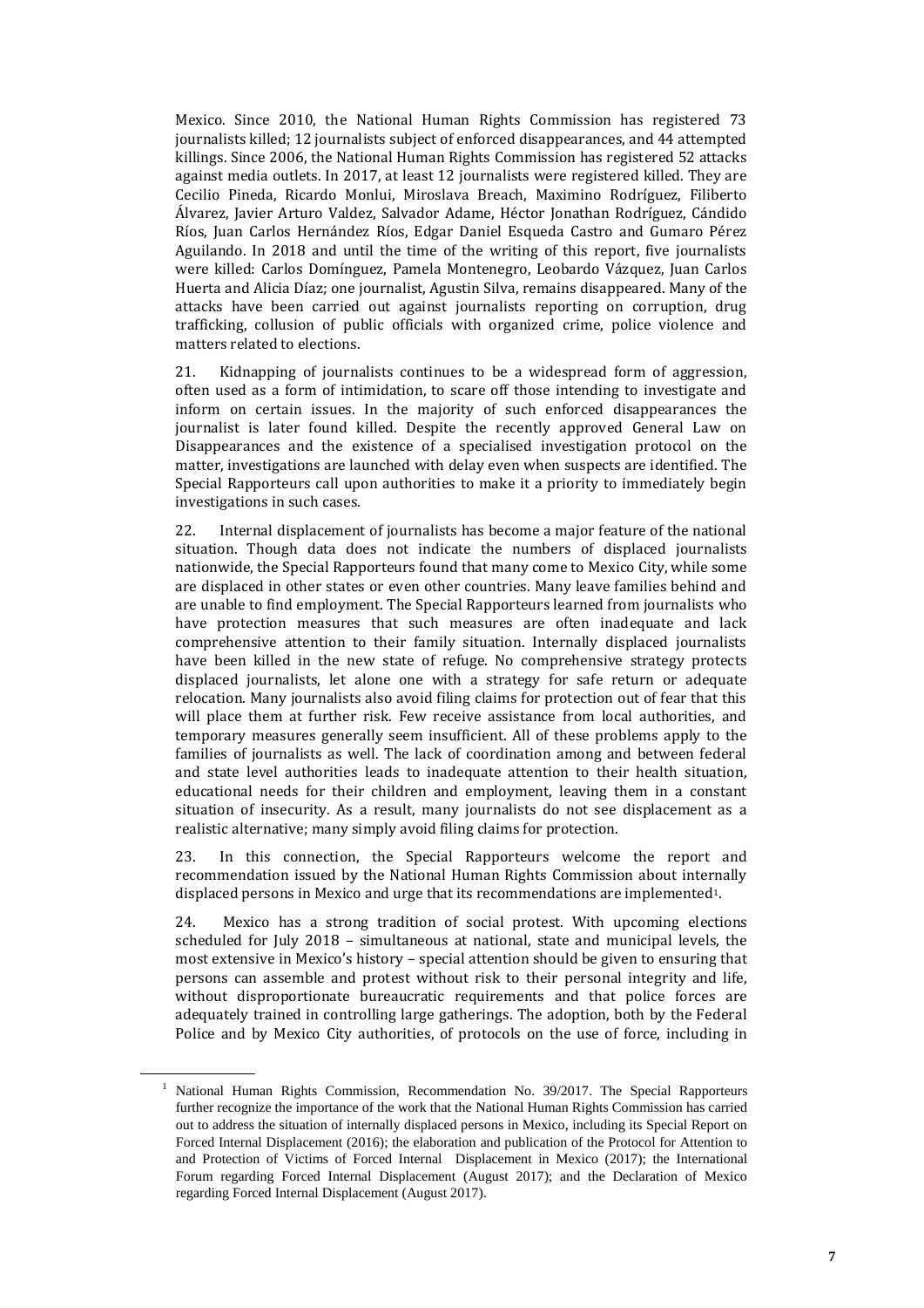Mexico. Since 2010, the National Human Rights Commission has registered 73 journalists killed; 12 journalists subject of enforced disappearances, and 44 attempted killings. Since 2006, the National Human Rights Commission has registered 52 attacks against media outlets. In 2017, at least 12 journalists were registered killed. They are Cecilio Pineda, Ricardo Monlui, Miroslava Breach, Maximino Rodríguez, Filiberto Álvarez, Javier Arturo Valdez, Salvador Adame, Héctor Jonathan Rodríguez, Cándido Ríos, Juan Carlos Hernández Ríos, Edgar Daniel Esqueda Castro and Gumaro Pérez Aguilando. In 2018 and until the time of the writing of this report, five journalists were killed: Carlos Domínguez, Pamela Montenegro, Leobardo Vázquez, Juan Carlos Huerta and Alicia Díaz; one journalist, Agustin Silva, remains disappeared. Many of the attacks have been carried out against journalists reporting on corruption, drug trafficking, collusion of public officials with organized crime, police violence and matters related to elections.

21. Kidnapping of journalists continues to be a widespread form of aggression, often used as a form of intimidation, to scare off those intending to investigate and inform on certain issues. In the majority of such enforced disappearances the journalist is later found killed. Despite the recently approved General Law on Disappearances and the existence of a specialised investigation protocol on the matter, investigations are launched with delay even when suspects are identified. The Special Rapporteurs call upon authorities to make it a priority to immediately begin investigations in such cases.

22. Internal displacement of journalists has become a major feature of the national situation. Though data does not indicate the numbers of displaced journalists nationwide, the Special Rapporteurs found that many come to Mexico City, while some are displaced in other states or even other countries. Many leave families behind and are unable to find employment. The Special Rapporteurs learned from journalists who have protection measures that such measures are often inadequate and lack comprehensive attention to their family situation. Internally displaced journalists have been killed in the new state of refuge. No comprehensive strategy protects displaced journalists, let alone one with a strategy for safe return or adequate relocation. Many journalists also avoid filing claims for protection out of fear that this will place them at further risk. Few receive assistance from local authorities, and temporary measures generally seem insufficient. All of these problems apply to the families of journalists as well. The lack of coordination among and between federal and state level authorities leads to inadequate attention to their health situation, educational needs for their children and employment, leaving them in a constant situation of insecurity. As a result, many journalists do not see displacement as a realistic alternative; many simply avoid filing claims for protection.

23. In this connection, the Special Rapporteurs welcome the report and recommendation issued by the National Human Rights Commission about internally displaced persons in Mexico and urge that its recommendations are implemented[1].

24. Mexico has a strong tradition of social protest. With upcoming elections scheduled for July 2018 – simultaneous at national, state and municipal levels, the most extensive in Mexico's history – special attention should be given to ensuring that persons can assemble and protest without risk to their personal integrity and life, without disproportionate bureaucratic requirements and that police forces are adequately trained in controlling large gatherings. The adoption, both by the Federal Police and by Mexico City authorities, of protocols on the use of force, including in

---

[1] National Human Rights Commission, Recommendation No. 39/2017. The Special Rapporteurs further recognize the importance of the work that the National Human Rights Commission has carried out to address the situation of internally displaced persons in Mexico, including its Special Report on Forced Internal Displacement (2016); the elaboration and publication of the Protocol for Attention to and Protection of Victims of Forced Internal Displacement in Mexico (2017); the International Forum regarding Forced Internal Displacement (August 2017); and the Declaration of Mexico regarding Forced Internal Displacement (August 2017).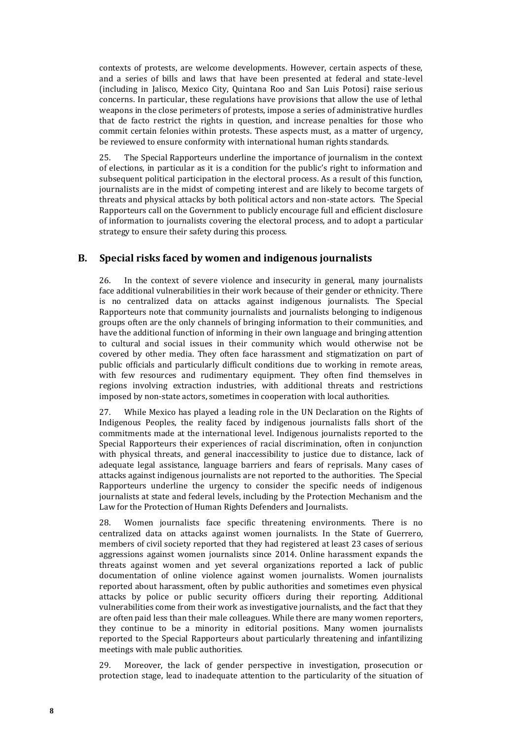contexts of protests, are welcome developments. However, certain aspects of these, and a series of bills and laws that have been presented at federal and state-level (including in Jalisco, Mexico City, Quintana Roo and San Luis Potosi) raise serious concerns. In particular, these regulations have provisions that allow the use of lethal weapons in the close perimeters of protests, impose a series of administrative hurdles that de facto restrict the rights in question, and increase penalties for those who commit certain felonies within protests. These aspects must, as a matter of urgency, be reviewed to ensure conformity with international human rights standards.

25. The Special Rapporteurs underline the importance of journalism in the context of elections, in particular as it is a condition for the public's right to information and subsequent political participation in the electoral process. As a result of this function, journalists are in the midst of competing interest and are likely to become targets of threats and physical attacks by both political actors and non-state actors. The Special Rapporteurs call on the Government to publicly encourage full and efficient disclosure of information to journalists covering the electoral process, and to adopt a particular strategy to ensure their safety during this process.

## B. Special risks faced by women and indigenous journalists

26. In the context of severe violence and insecurity in general, many journalists face additional vulnerabilities in their work because of their gender or ethnicity. There is no centralized data on attacks against indigenous journalists. The Special Rapporteurs note that community journalists and journalists belonging to indigenous groups often are the only channels of bringing information to their communities, and have the additional function of informing in their own language and bringing attention to cultural and social issues in their community which would otherwise not be covered by other media. They often face harassment and stigmatization on part of public officials and particularly difficult conditions due to working in remote areas, with few resources and rudimentary equipment. They often find themselves in regions involving extraction industries, with additional threats and restrictions imposed by non-state actors, sometimes in cooperation with local authorities.

27. While Mexico has played a leading role in the UN Declaration on the Rights of Indigenous Peoples, the reality faced by indigenous journalists falls short of the commitments made at the international level. Indigenous journalists reported to the Special Rapporteurs their experiences of racial discrimination, often in conjunction with physical threats, and general inaccessibility to justice due to distance, lack of adequate legal assistance, language barriers and fears of reprisals. Many cases of attacks against indigenous journalists are not reported to the authorities. The Special Rapporteurs underline the urgency to consider the specific needs of indigenous journalists at state and federal levels, including by the Protection Mechanism and the Law for the Protection of Human Rights Defenders and Journalists.

28. Women journalists face specific threatening environments. There is no centralized data on attacks against women journalists. In the State of Guerrero, members of civil society reported that they had registered at least 23 cases of serious aggressions against women journalists since 2014. Online harassment expands the threats against women and yet several organizations reported a lack of public documentation of online violence against women journalists. Women journalists reported about harassment, often by public authorities and sometimes even physical attacks by police or public security officers during their reporting. Additional vulnerabilities come from their work as investigative journalists, and the fact that they are often paid less than their male colleagues. While there are many women reporters, they continue to be a minority in editorial positions. Many women journalists reported to the Special Rapporteurs about particularly threatening and infantilizing meetings with male public authorities.

29. Moreover, the lack of gender perspective in investigation, prosecution or protection stage, lead to inadequate attention to the particularity of the situation of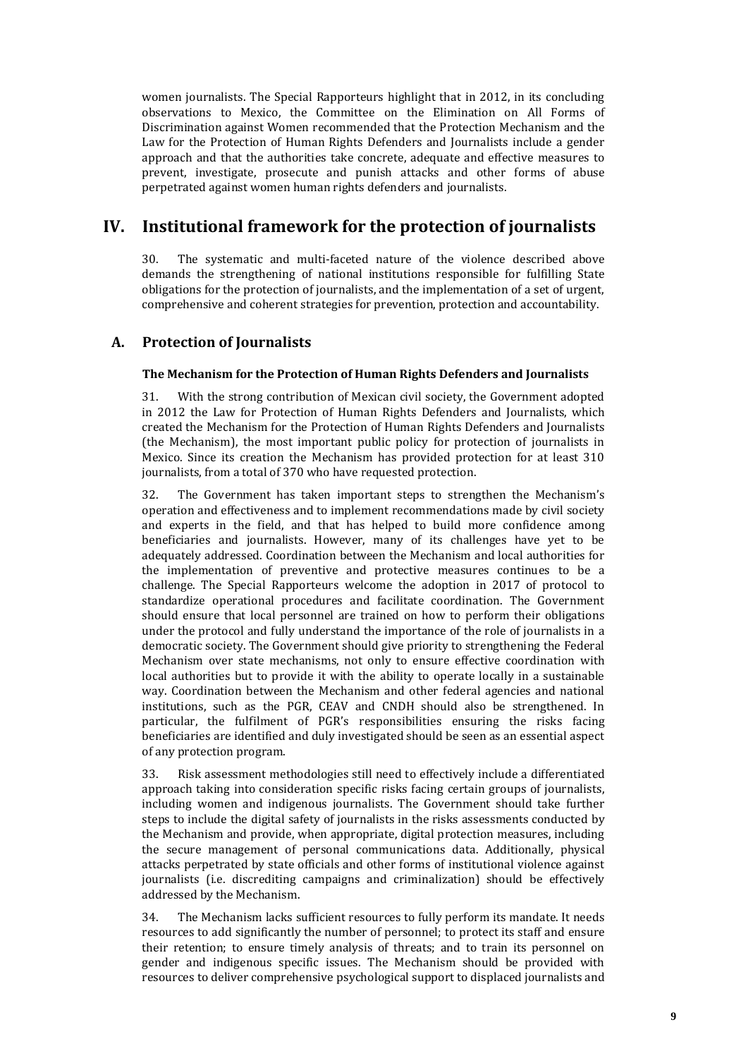women journalists. The Special Rapporteurs highlight that in 2012, in its concluding observations to Mexico, the Committee on the Elimination on All Forms of Discrimination against Women recommended that the Protection Mechanism and the Law for the Protection of Human Rights Defenders and Journalists include a gender approach and that the authorities take concrete, adequate and effective measures to prevent, investigate, prosecute and punish attacks and other forms of abuse perpetrated against women human rights defenders and journalists.

# IV. Institutional framework for the protection of journalists

30. The systematic and multi-faceted nature of the violence described above demands the strengthening of national institutions responsible for fulfilling State obligations for the protection of journalists, and the implementation of a set of urgent, comprehensive and coherent strategies for prevention, protection and accountability.

## A. Protection of Journalists

### The Mechanism for the Protection of Human Rights Defenders and Journalists

31. With the strong contribution of Mexican civil society, the Government adopted in 2012 the Law for Protection of Human Rights Defenders and Journalists, which created the Mechanism for the Protection of Human Rights Defenders and Journalists (the Mechanism), the most important public policy for protection of journalists in Mexico. Since its creation the Mechanism has provided protection for at least 310 journalists, from a total of 370 who have requested protection.

32. The Government has taken important steps to strengthen the Mechanism's operation and effectiveness and to implement recommendations made by civil society and experts in the field, and that has helped to build more confidence among beneficiaries and journalists. However, many of its challenges have yet to be adequately addressed. Coordination between the Mechanism and local authorities for the implementation of preventive and protective measures continues to be a challenge. The Special Rapporteurs welcome the adoption in 2017 of protocol to standardize operational procedures and facilitate coordination. The Government should ensure that local personnel are trained on how to perform their obligations under the protocol and fully understand the importance of the role of journalists in a democratic society. The Government should give priority to strengthening the Federal Mechanism over state mechanisms, not only to ensure effective coordination with local authorities but to provide it with the ability to operate locally in a sustainable way. Coordination between the Mechanism and other federal agencies and national institutions, such as the PGR, CEAV and CNDH should also be strengthened. In particular, the fulfilment of PGR's responsibilities ensuring the risks facing beneficiaries are identified and duly investigated should be seen as an essential aspect of any protection program.

33. Risk assessment methodologies still need to effectively include a differentiated approach taking into consideration specific risks facing certain groups of journalists, including women and indigenous journalists. The Government should take further steps to include the digital safety of journalists in the risks assessments conducted by the Mechanism and provide, when appropriate, digital protection measures, including the secure management of personal communications data. Additionally, physical attacks perpetrated by state officials and other forms of institutional violence against journalists (i.e. discrediting campaigns and criminalization) should be effectively addressed by the Mechanism.

34. The Mechanism lacks sufficient resources to fully perform its mandate. It needs resources to add significantly the number of personnel; to protect its staff and ensure their retention; to ensure timely analysis of threats; and to train its personnel on gender and indigenous specific issues. The Mechanism should be provided with resources to deliver comprehensive psychological support to displaced journalists and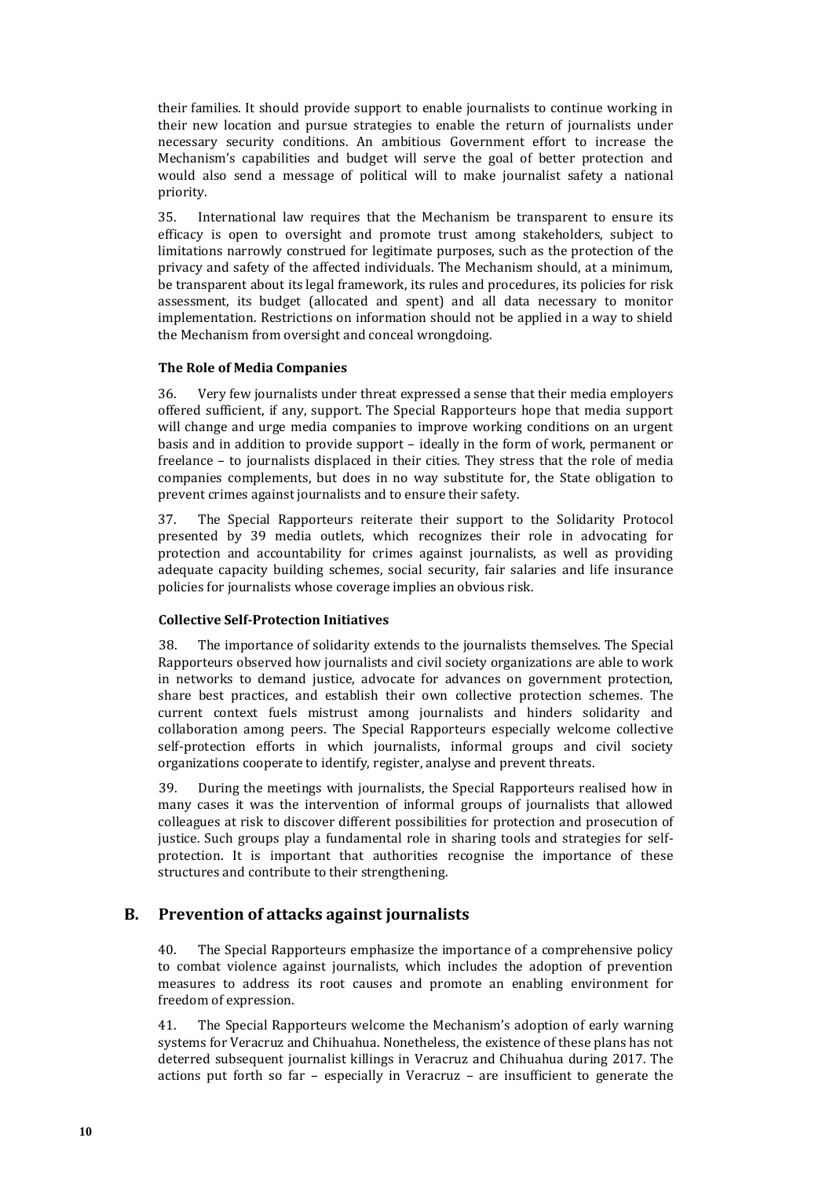their families. It should provide support to enable journalists to continue working in their new location and pursue strategies to enable the return of journalists under necessary security conditions. An ambitious Government effort to increase the Mechanism's capabilities and budget will serve the goal of better protection and would also send a message of political will to make journalist safety a national priority.

35. International law requires that the Mechanism be transparent to ensure its efficacy is open to oversight and promote trust among stakeholders, subject to limitations narrowly construed for legitimate purposes, such as the protection of the privacy and safety of the affected individuals. The Mechanism should, at a minimum, be transparent about its legal framework, its rules and procedures, its policies for risk assessment, its budget (allocated and spent) and all data necessary to monitor implementation. Restrictions on information should not be applied in a way to shield the Mechanism from oversight and conceal wrongdoing.

#### The Role of Media Companies

36. Very few journalists under threat expressed a sense that their media employers offered sufficient, if any, support. The Special Rapporteurs hope that media support will change and urge media companies to improve working conditions on an urgent basis and in addition to provide support – ideally in the form of work, permanent or freelance – to journalists displaced in their cities. They stress that the role of media companies complements, but does in no way substitute for, the State obligation to prevent crimes against journalists and to ensure their safety.

37. The Special Rapporteurs reiterate their support to the Solidarity Protocol presented by 39 media outlets, which recognizes their role in advocating for protection and accountability for crimes against journalists, as well as providing adequate capacity building schemes, social security, fair salaries and life insurance policies for journalists whose coverage implies an obvious risk.

#### Collective Self-Protection Initiatives

38. The importance of solidarity extends to the journalists themselves. The Special Rapporteurs observed how journalists and civil society organizations are able to work in networks to demand justice, advocate for advances on government protection, share best practices, and establish their own collective protection schemes. The current context fuels mistrust among journalists and hinders solidarity and collaboration among peers. The Special Rapporteurs especially welcome collective self-protection efforts in which journalists, informal groups and civil society organizations cooperate to identify, register, analyse and prevent threats.

39. During the meetings with journalists, the Special Rapporteurs realised how in many cases it was the intervention of informal groups of journalists that allowed colleagues at risk to discover different possibilities for protection and prosecution of justice. Such groups play a fundamental role in sharing tools and strategies for self-protection. It is important that authorities recognise the importance of these structures and contribute to their strengthening.

## B. Prevention of attacks against journalists

40. The Special Rapporteurs emphasize the importance of a comprehensive policy to combat violence against journalists, which includes the adoption of prevention measures to address its root causes and promote an enabling environment for freedom of expression.

41. The Special Rapporteurs welcome the Mechanism's adoption of early warning systems for Veracruz and Chihuahua. Nonetheless, the existence of these plans has not deterred subsequent journalist killings in Veracruz and Chihuahua during 2017. The actions put forth so far – especially in Veracruz – are insufficient to generate the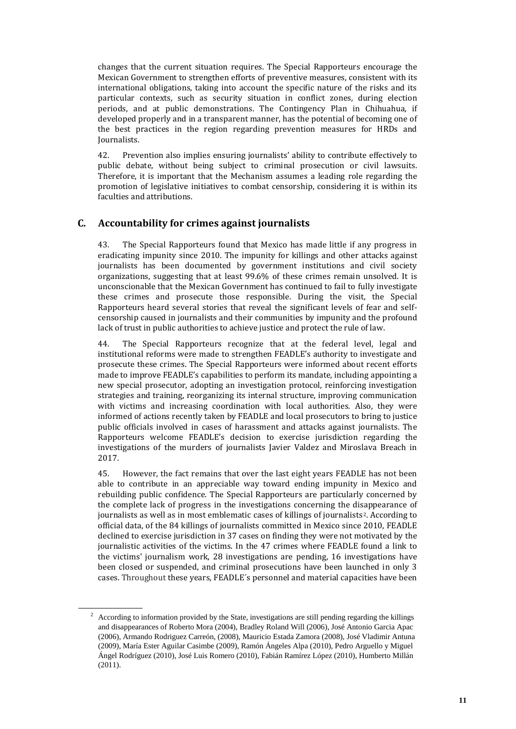changes that the current situation requires. The Special Rapporteurs encourage the Mexican Government to strengthen efforts of preventive measures, consistent with its international obligations, taking into account the specific nature of the risks and its particular contexts, such as security situation in conflict zones, during election periods, and at public demonstrations. The Contingency Plan in Chihuahua, if developed properly and in a transparent manner, has the potential of becoming one of the best practices in the region regarding prevention measures for HRDs and Journalists.

42. Prevention also implies ensuring journalists' ability to contribute effectively to public debate, without being subject to criminal prosecution or civil lawsuits. Therefore, it is important that the Mechanism assumes a leading role regarding the promotion of legislative initiatives to combat censorship, considering it is within its faculties and attributions.

## C. Accountability for crimes against journalists

43. The Special Rapporteurs found that Mexico has made little if any progress in eradicating impunity since 2010. The impunity for killings and other attacks against journalists has been documented by government institutions and civil society organizations, suggesting that at least 99.6% of these crimes remain unsolved. It is unconscionable that the Mexican Government has continued to fail to fully investigate these crimes and prosecute those responsible. During the visit, the Special Rapporteurs heard several stories that reveal the significant levels of fear and self-censorship caused in journalists and their communities by impunity and the profound lack of trust in public authorities to achieve justice and protect the rule of law.

44. The Special Rapporteurs recognize that at the federal level, legal and institutional reforms were made to strengthen FEADLE's authority to investigate and prosecute these crimes. The Special Rapporteurs were informed about recent efforts made to improve FEADLE's capabilities to perform its mandate, including appointing a new special prosecutor, adopting an investigation protocol, reinforcing investigation strategies and training, reorganizing its internal structure, improving communication with victims and increasing coordination with local authorities. Also, they were informed of actions recently taken by FEADLE and local prosecutors to bring to justice public officials involved in cases of harassment and attacks against journalists. The Rapporteurs welcome FEADLE's decision to exercise jurisdiction regarding the investigations of the murders of journalists Javier Valdez and Miroslava Breach in 2017.

45. However, the fact remains that over the last eight years FEADLE has not been able to contribute in an appreciable way toward ending impunity in Mexico and rebuilding public confidence. The Special Rapporteurs are particularly concerned by the complete lack of progress in the investigations concerning the disappearance of journalists as well as in most emblematic cases of killings of journalists[2]. According to official data, of the 84 killings of journalists committed in Mexico since 2010, FEADLE declined to exercise jurisdiction in 37 cases on finding they were not motivated by the journalistic activities of the victims. In the 47 crimes where FEADLE found a link to the victims' journalism work, 28 investigations are pending, 16 investigations have been closed or suspended, and criminal prosecutions have been launched in only 3 cases. Throughout these years, FEADLE´s personnel and material capacities have been

[2] According to information provided by the State, investigations are still pending regarding the killings and disappearances of Roberto Mora (2004), Bradley Roland Will (2006), José Antonio Garcia Apac (2006), Armando Rodriguez Carreón, (2008), Mauricio Estada Zamora (2008), José Vladimir Antuna (2009), María Ester Aguilar Casimbe (2009), Ramón Ángeles Alpa (2010), Pedro Arguello y Miguel Ángel Rodríguez (2010), José Luis Romero (2010), Fabián Ramírez López (2010), Humberto Millán (2011).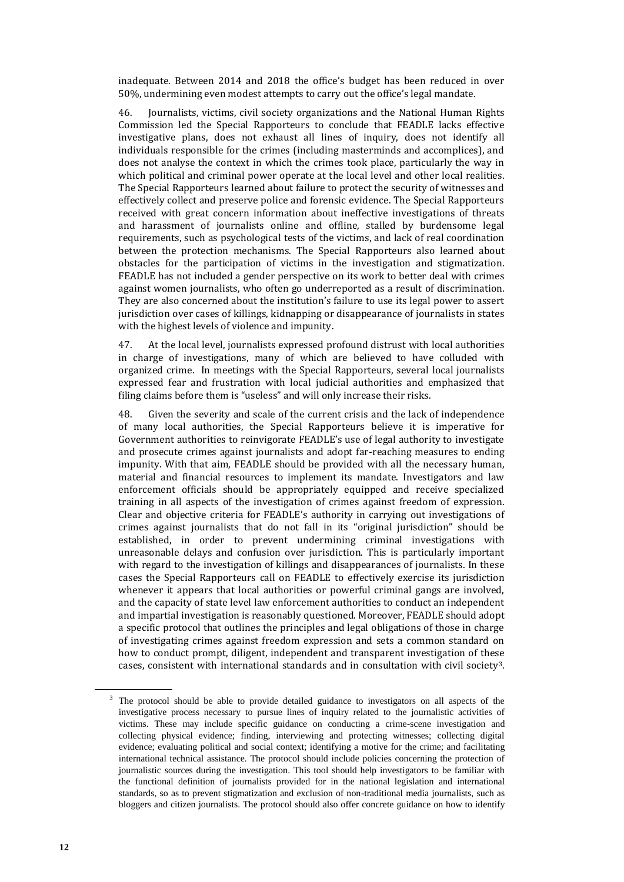inadequate. Between 2014 and 2018 the office's budget has been reduced in over 50%, undermining even modest attempts to carry out the office's legal mandate.

46. Journalists, victims, civil society organizations and the National Human Rights Commission led the Special Rapporteurs to conclude that FEADLE lacks effective investigative plans, does not exhaust all lines of inquiry, does not identify all individuals responsible for the crimes (including masterminds and accomplices), and does not analyse the context in which the crimes took place, particularly the way in which political and criminal power operate at the local level and other local realities. The Special Rapporteurs learned about failure to protect the security of witnesses and effectively collect and preserve police and forensic evidence. The Special Rapporteurs received with great concern information about ineffective investigations of threats and harassment of journalists online and offline, stalled by burdensome legal requirements, such as psychological tests of the victims, and lack of real coordination between the protection mechanisms. The Special Rapporteurs also learned about obstacles for the participation of victims in the investigation and stigmatization. FEADLE has not included a gender perspective on its work to better deal with crimes against women journalists, who often go underreported as a result of discrimination. They are also concerned about the institution's failure to use its legal power to assert jurisdiction over cases of killings, kidnapping or disappearance of journalists in states with the highest levels of violence and impunity.

47. At the local level, journalists expressed profound distrust with local authorities in charge of investigations, many of which are believed to have colluded with organized crime. In meetings with the Special Rapporteurs, several local journalists expressed fear and frustration with local judicial authorities and emphasized that filing claims before them is "useless" and will only increase their risks.

48. Given the severity and scale of the current crisis and the lack of independence of many local authorities, the Special Rapporteurs believe it is imperative for Government authorities to reinvigorate FEADLE's use of legal authority to investigate and prosecute crimes against journalists and adopt far-reaching measures to ending impunity. With that aim, FEADLE should be provided with all the necessary human, material and financial resources to implement its mandate. Investigators and law enforcement officials should be appropriately equipped and receive specialized training in all aspects of the investigation of crimes against freedom of expression. Clear and objective criteria for FEADLE's authority in carrying out investigations of crimes against journalists that do not fall in its "original jurisdiction" should be established, in order to prevent undermining criminal investigations with unreasonable delays and confusion over jurisdiction. This is particularly important with regard to the investigation of killings and disappearances of journalists. In these cases the Special Rapporteurs call on FEADLE to effectively exercise its jurisdiction whenever it appears that local authorities or powerful criminal gangs are involved, and the capacity of state level law enforcement authorities to conduct an independent and impartial investigation is reasonably questioned. Moreover, FEADLE should adopt a specific protocol that outlines the principles and legal obligations of those in charge of investigating crimes against freedom expression and sets a common standard on how to conduct prompt, diligent, independent and transparent investigation of these cases, consistent with international standards and in consultation with civil society[3].

[3] The protocol should be able to provide detailed guidance to investigators on all aspects of the investigative process necessary to pursue lines of inquiry related to the journalistic activities of victims. These may include specific guidance on conducting a crime-scene investigation and collecting physical evidence; finding, interviewing and protecting witnesses; collecting digital evidence; evaluating political and social context; identifying a motive for the crime; and facilitating international technical assistance. The protocol should include policies concerning the protection of journalistic sources during the investigation. This tool should help investigators to be familiar with the functional definition of journalists provided for in the national legislation and international standards, so as to prevent stigmatization and exclusion of non-traditional media journalists, such as bloggers and citizen journalists. The protocol should also offer concrete guidance on how to identify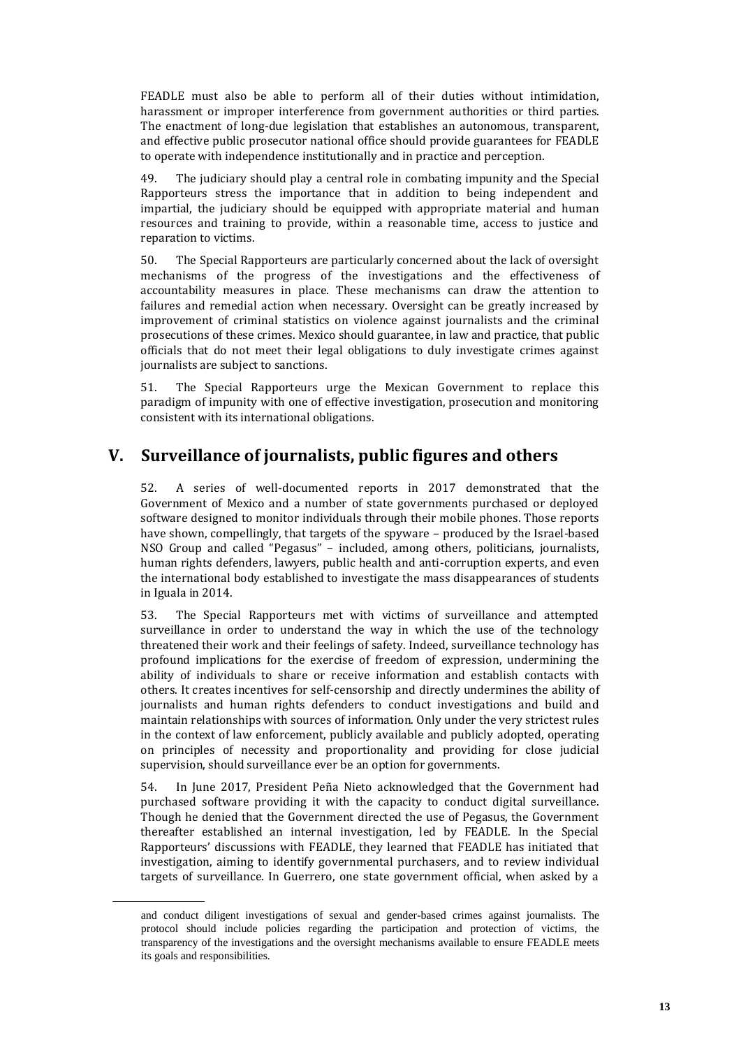FEADLE must also be able to perform all of their duties without intimidation, harassment or improper interference from government authorities or third parties. The enactment of long-due legislation that establishes an autonomous, transparent, and effective public prosecutor national office should provide guarantees for FEADLE to operate with independence institutionally and in practice and perception.

49. The judiciary should play a central role in combating impunity and the Special Rapporteurs stress the importance that in addition to being independent and impartial, the judiciary should be equipped with appropriate material and human resources and training to provide, within a reasonable time, access to justice and reparation to victims.

50. The Special Rapporteurs are particularly concerned about the lack of oversight mechanisms of the progress of the investigations and the effectiveness of accountability measures in place. These mechanisms can draw the attention to failures and remedial action when necessary. Oversight can be greatly increased by improvement of criminal statistics on violence against journalists and the criminal prosecutions of these crimes. Mexico should guarantee, in law and practice, that public officials that do not meet their legal obligations to duly investigate crimes against journalists are subject to sanctions.

51. The Special Rapporteurs urge the Mexican Government to replace this paradigm of impunity with one of effective investigation, prosecution and monitoring consistent with its international obligations.

## V. Surveillance of journalists, public figures and others

52. A series of well-documented reports in 2017 demonstrated that the Government of Mexico and a number of state governments purchased or deployed software designed to monitor individuals through their mobile phones. Those reports have shown, compellingly, that targets of the spyware – produced by the Israel-based NSO Group and called "Pegasus" – included, among others, politicians, journalists, human rights defenders, lawyers, public health and anti-corruption experts, and even the international body established to investigate the mass disappearances of students in Iguala in 2014.

53. The Special Rapporteurs met with victims of surveillance and attempted surveillance in order to understand the way in which the use of the technology threatened their work and their feelings of safety. Indeed, surveillance technology has profound implications for the exercise of freedom of expression, undermining the ability of individuals to share or receive information and establish contacts with others. It creates incentives for self-censorship and directly undermines the ability of journalists and human rights defenders to conduct investigations and build and maintain relationships with sources of information. Only under the very strictest rules in the context of law enforcement, publicly available and publicly adopted, operating on principles of necessity and proportionality and providing for close judicial supervision, should surveillance ever be an option for governments.

54. In June 2017, President Peña Nieto acknowledged that the Government had purchased software providing it with the capacity to conduct digital surveillance. Though he denied that the Government directed the use of Pegasus, the Government thereafter established an internal investigation, led by FEADLE. In the Special Rapporteurs' discussions with FEADLE, they learned that FEADLE has initiated that investigation, aiming to identify governmental purchasers, and to review individual targets of surveillance. In Guerrero, one state government official, when asked by a

and conduct diligent investigations of sexual and gender-based crimes against journalists. The protocol should include policies regarding the participation and protection of victims, the transparency of the investigations and the oversight mechanisms available to ensure FEADLE meets its goals and responsibilities.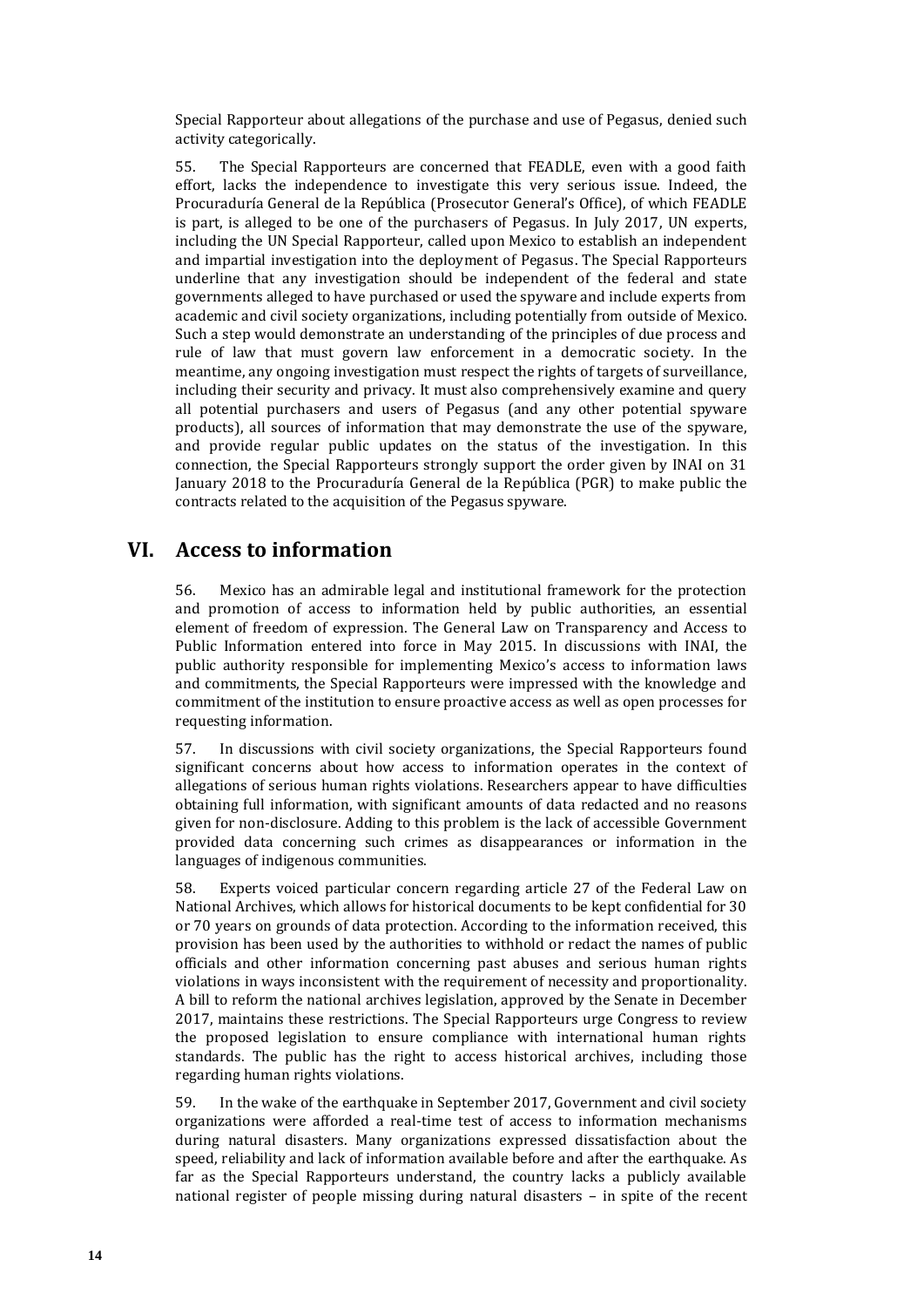Special Rapporteur about allegations of the purchase and use of Pegasus, denied such activity categorically.

55. The Special Rapporteurs are concerned that FEADLE, even with a good faith effort, lacks the independence to investigate this very serious issue. Indeed, the Procuraduría General de la República (Prosecutor General's Office), of which FEADLE is part, is alleged to be one of the purchasers of Pegasus. In July 2017, UN experts, including the UN Special Rapporteur, called upon Mexico to establish an independent and impartial investigation into the deployment of Pegasus. The Special Rapporteurs underline that any investigation should be independent of the federal and state governments alleged to have purchased or used the spyware and include experts from academic and civil society organizations, including potentially from outside of Mexico. Such a step would demonstrate an understanding of the principles of due process and rule of law that must govern law enforcement in a democratic society. In the meantime, any ongoing investigation must respect the rights of targets of surveillance, including their security and privacy. It must also comprehensively examine and query all potential purchasers and users of Pegasus (and any other potential spyware products), all sources of information that may demonstrate the use of the spyware, and provide regular public updates on the status of the investigation. In this connection, the Special Rapporteurs strongly support the order given by INAI on 31 January 2018 to the Procuraduría General de la República (PGR) to make public the contracts related to the acquisition of the Pegasus spyware.

## VI. Access to information

56. Mexico has an admirable legal and institutional framework for the protection and promotion of access to information held by public authorities, an essential element of freedom of expression. The General Law on Transparency and Access to Public Information entered into force in May 2015. In discussions with INAI, the public authority responsible for implementing Mexico's access to information laws and commitments, the Special Rapporteurs were impressed with the knowledge and commitment of the institution to ensure proactive access as well as open processes for requesting information.

57. In discussions with civil society organizations, the Special Rapporteurs found significant concerns about how access to information operates in the context of allegations of serious human rights violations. Researchers appear to have difficulties obtaining full information, with significant amounts of data redacted and no reasons given for non-disclosure. Adding to this problem is the lack of accessible Government provided data concerning such crimes as disappearances or information in the languages of indigenous communities.

58. Experts voiced particular concern regarding article 27 of the Federal Law on National Archives, which allows for historical documents to be kept confidential for 30 or 70 years on grounds of data protection. According to the information received, this provision has been used by the authorities to withhold or redact the names of public officials and other information concerning past abuses and serious human rights violations in ways inconsistent with the requirement of necessity and proportionality. A bill to reform the national archives legislation, approved by the Senate in December 2017, maintains these restrictions. The Special Rapporteurs urge Congress to review the proposed legislation to ensure compliance with international human rights standards. The public has the right to access historical archives, including those regarding human rights violations.

59. In the wake of the earthquake in September 2017, Government and civil society organizations were afforded a real-time test of access to information mechanisms during natural disasters. Many organizations expressed dissatisfaction about the speed, reliability and lack of information available before and after the earthquake. As far as the Special Rapporteurs understand, the country lacks a publicly available national register of people missing during natural disasters – in spite of the recent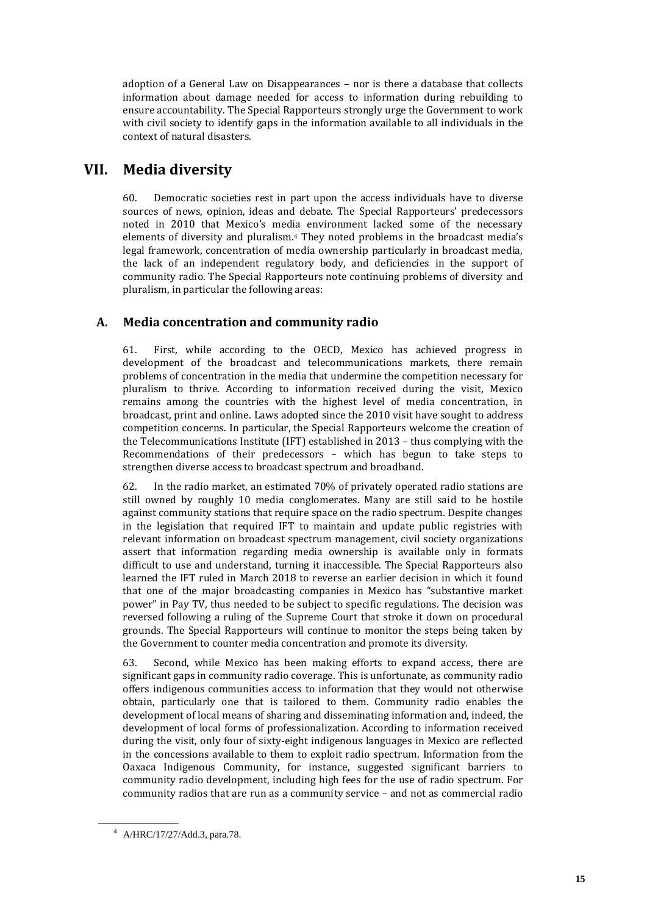adoption of a General Law on Disappearances – nor is there a database that collects information about damage needed for access to information during rebuilding to ensure accountability. The Special Rapporteurs strongly urge the Government to work with civil society to identify gaps in the information available to all individuals in the context of natural disasters.

# VII. Media diversity

60. Democratic societies rest in part upon the access individuals have to diverse sources of news, opinion, ideas and debate. The Special Rapporteurs' predecessors noted in 2010 that Mexico's media environment lacked some of the necessary elements of diversity and pluralism.[4] They noted problems in the broadcast media's legal framework, concentration of media ownership particularly in broadcast media, the lack of an independent regulatory body, and deficiencies in the support of community radio. The Special Rapporteurs note continuing problems of diversity and pluralism, in particular the following areas:

## A. Media concentration and community radio

61. First, while according to the OECD, Mexico has achieved progress in development of the broadcast and telecommunications markets, there remain problems of concentration in the media that undermine the competition necessary for pluralism to thrive. According to information received during the visit, Mexico remains among the countries with the highest level of media concentration, in broadcast, print and online. Laws adopted since the 2010 visit have sought to address competition concerns. In particular, the Special Rapporteurs welcome the creation of the Telecommunications Institute (IFT) established in 2013 – thus complying with the Recommendations of their predecessors – which has begun to take steps to strengthen diverse access to broadcast spectrum and broadband.

62. In the radio market, an estimated 70% of privately operated radio stations are still owned by roughly 10 media conglomerates. Many are still said to be hostile against community stations that require space on the radio spectrum. Despite changes in the legislation that required IFT to maintain and update public registries with relevant information on broadcast spectrum management, civil society organizations assert that information regarding media ownership is available only in formats difficult to use and understand, turning it inaccessible. The Special Rapporteurs also learned the IFT ruled in March 2018 to reverse an earlier decision in which it found that one of the major broadcasting companies in Mexico has "substantive market power" in Pay TV, thus needed to be subject to specific regulations. The decision was reversed following a ruling of the Supreme Court that stroke it down on procedural grounds. The Special Rapporteurs will continue to monitor the steps being taken by the Government to counter media concentration and promote its diversity.

63. Second, while Mexico has been making efforts to expand access, there are significant gaps in community radio coverage. This is unfortunate, as community radio offers indigenous communities access to information that they would not otherwise obtain, particularly one that is tailored to them. Community radio enables the development of local means of sharing and disseminating information and, indeed, the development of local forms of professionalization. According to information received during the visit, only four of sixty-eight indigenous languages in Mexico are reflected in the concessions available to them to exploit radio spectrum. Information from the Oaxaca Indigenous Community, for instance, suggested significant barriers to community radio development, including high fees for the use of radio spectrum. For community radios that are run as a community service – and not as commercial radio

---

[4] A/HRC/17/27/Add.3, para.78.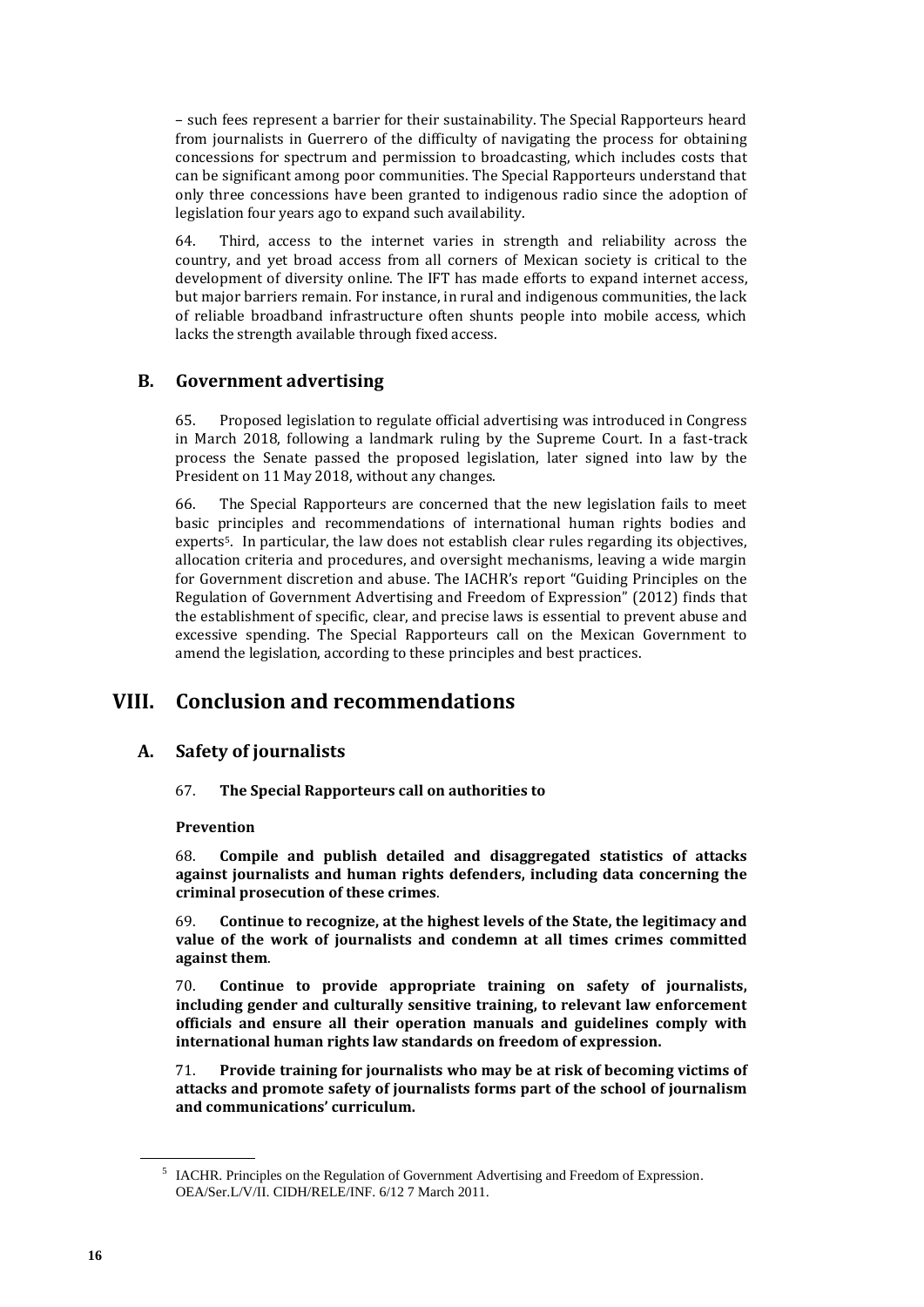– such fees represent a barrier for their sustainability. The Special Rapporteurs heard from journalists in Guerrero of the difficulty of navigating the process for obtaining concessions for spectrum and permission to broadcasting, which includes costs that can be significant among poor communities. The Special Rapporteurs understand that only three concessions have been granted to indigenous radio since the adoption of legislation four years ago to expand such availability.

64. Third, access to the internet varies in strength and reliability across the country, and yet broad access from all corners of Mexican society is critical to the development of diversity online. The IFT has made efforts to expand internet access, but major barriers remain. For instance, in rural and indigenous communities, the lack of reliable broadband infrastructure often shunts people into mobile access, which lacks the strength available through fixed access.

## B. Government advertising

65. Proposed legislation to regulate official advertising was introduced in Congress in March 2018, following a landmark ruling by the Supreme Court. In a fast-track process the Senate passed the proposed legislation, later signed into law by the President on 11 May 2018, without any changes.

66. The Special Rapporteurs are concerned that the new legislation fails to meet basic principles and recommendations of international human rights bodies and experts[5]. In particular, the law does not establish clear rules regarding its objectives, allocation criteria and procedures, and oversight mechanisms, leaving a wide margin for Government discretion and abuse. The IACHR's report "Guiding Principles on the Regulation of Government Advertising and Freedom of Expression" (2012) finds that the establishment of specific, clear, and precise laws is essential to prevent abuse and excessive spending. The Special Rapporteurs call on the Mexican Government to amend the legislation, according to these principles and best practices.

# VIII. Conclusion and recommendations

## A. Safety of journalists

67. **The Special Rapporteurs call on authorities to**

**Prevention**

68. **Compile and publish detailed and disaggregated statistics of attacks against journalists and human rights defenders, including data concerning the criminal prosecution of these crimes**.

69. **Continue to recognize, at the highest levels of the State, the legitimacy and value of the work of journalists and condemn at all times crimes committed against them**.

70. **Continue to provide appropriate training on safety of journalists, including gender and culturally sensitive training, to relevant law enforcement officials and ensure all their operation manuals and guidelines comply with international human rights law standards on freedom of expression.**

71. **Provide training for journalists who may be at risk of becoming victims of attacks and promote safety of journalists forms part of the school of journalism and communications' curriculum.**

[5] IACHR. Principles on the Regulation of Government Advertising and Freedom of Expression. OEA/Ser.L/V/II. CIDH/RELE/INF. 6/12 7 March 2011.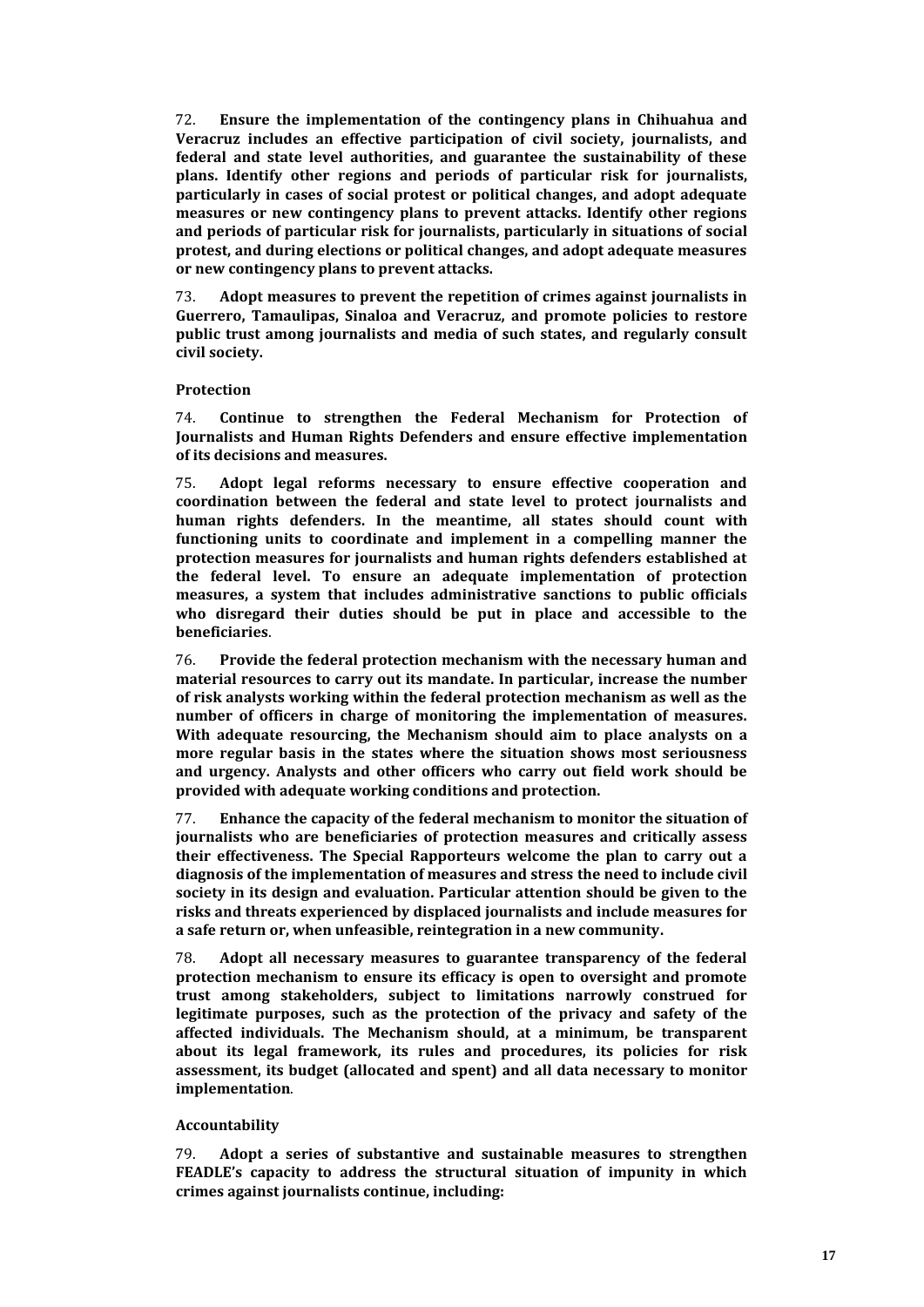72. **Ensure the implementation of the contingency plans in Chihuahua and Veracruz includes an effective participation of civil society, journalists, and federal and state level authorities, and guarantee the sustainability of these plans. Identify other regions and periods of particular risk for journalists, particularly in cases of social protest or political changes, and adopt adequate measures or new contingency plans to prevent attacks. Identify other regions and periods of particular risk for journalists, particularly in situations of social protest, and during elections or political changes, and adopt adequate measures or new contingency plans to prevent attacks.**

73. **Adopt measures to prevent the repetition of crimes against journalists in Guerrero, Tamaulipas, Sinaloa and Veracruz, and promote policies to restore public trust among journalists and media of such states, and regularly consult civil society.**

**Protection**

74. **Continue to strengthen the Federal Mechanism for Protection of Journalists and Human Rights Defenders and ensure effective implementation of its decisions and measures.**

75. **Adopt legal reforms necessary to ensure effective cooperation and coordination between the federal and state level to protect journalists and human rights defenders. In the meantime, all states should count with functioning units to coordinate and implement in a compelling manner the protection measures for journalists and human rights defenders established at the federal level. To ensure an adequate implementation of protection measures, a system that includes administrative sanctions to public officials who disregard their duties should be put in place and accessible to the beneficiaries**.

76. **Provide the federal protection mechanism with the necessary human and material resources to carry out its mandate. In particular, increase the number of risk analysts working within the federal protection mechanism as well as the number of officers in charge of monitoring the implementation of measures. With adequate resourcing, the Mechanism should aim to place analysts on a more regular basis in the states where the situation shows most seriousness and urgency. Analysts and other officers who carry out field work should be provided with adequate working conditions and protection.**

77. **Enhance the capacity of the federal mechanism to monitor the situation of journalists who are beneficiaries of protection measures and critically assess their effectiveness. The Special Rapporteurs welcome the plan to carry out a diagnosis of the implementation of measures and stress the need to include civil society in its design and evaluation. Particular attention should be given to the risks and threats experienced by displaced journalists and include measures for a safe return or, when unfeasible, reintegration in a new community.**

78. **Adopt all necessary measures to guarantee transparency of the federal protection mechanism to ensure its efficacy is open to oversight and promote trust among stakeholders, subject to limitations narrowly construed for legitimate purposes, such as the protection of the privacy and safety of the affected individuals. The Mechanism should, at a minimum, be transparent about its legal framework, its rules and procedures, its policies for risk assessment, its budget (allocated and spent) and all data necessary to monitor implementation**.

**Accountability**

79. **Adopt a series of substantive and sustainable measures to strengthen FEADLE's capacity to address the structural situation of impunity in which crimes against journalists continue, including:**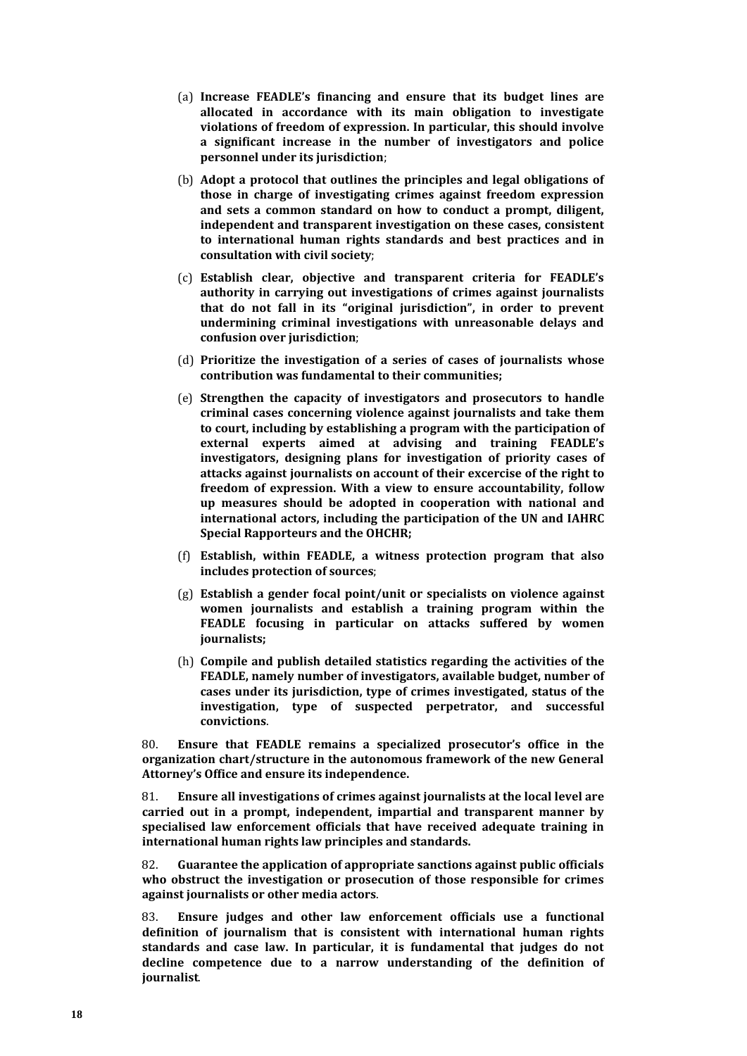(a) **Increase FEADLE's financing and ensure that its budget lines are allocated in accordance with its main obligation to investigate violations of freedom of expression. In particular, this should involve a significant increase in the number of investigators and police personnel under its jurisdiction**;

(b) **Adopt a protocol that outlines the principles and legal obligations of those in charge of investigating crimes against freedom expression and sets a common standard on how to conduct a prompt, diligent, independent and transparent investigation on these cases, consistent to international human rights standards and best practices and in consultation with civil society**;

(c) **Establish clear, objective and transparent criteria for FEADLE's authority in carrying out investigations of crimes against journalists that do not fall in its "original jurisdiction", in order to prevent undermining criminal investigations with unreasonable delays and confusion over jurisdiction**;

(d) **Prioritize the investigation of a series of cases of journalists whose contribution was fundamental to their communities;**

(e) **Strengthen the capacity of investigators and prosecutors to handle criminal cases concerning violence against journalists and take them to court, including by establishing a program with the participation of external experts aimed at advising and training FEADLE's investigators, designing plans for investigation of priority cases of attacks against journalists on account of their excercise of the right to freedom of expression. With a view to ensure accountability, follow up measures should be adopted in cooperation with national and international actors, including the participation of the UN and IAHRC Special Rapporteurs and the OHCHR;**

(f) **Establish, within FEADLE, a witness protection program that also includes protection of sources**;

(g) **Establish a gender focal point/unit or specialists on violence against women journalists and establish a training program within the FEADLE focusing in particular on attacks suffered by women journalists;**

(h) **Compile and publish detailed statistics regarding the activities of the FEADLE, namely number of investigators, available budget, number of cases under its jurisdiction, type of crimes investigated, status of the investigation, type of suspected perpetrator, and successful convictions**.

80. **Ensure that FEADLE remains a specialized prosecutor's office in the organization chart/structure in the autonomous framework of the new General Attorney's Office and ensure its independence.**

81. **Ensure all investigations of crimes against journalists at the local level are carried out in a prompt, independent, impartial and transparent manner by specialised law enforcement officials that have received adequate training in international human rights law principles and standards.**

82. **Guarantee the application of appropriate sanctions against public officials who obstruct the investigation or prosecution of those responsible for crimes against journalists or other media actors**.

83. **Ensure judges and other law enforcement officials use a functional definition of journalism that is consistent with international human rights standards and case law. In particular, it is fundamental that judges do not decline competence due to a narrow understanding of the definition of journalist**.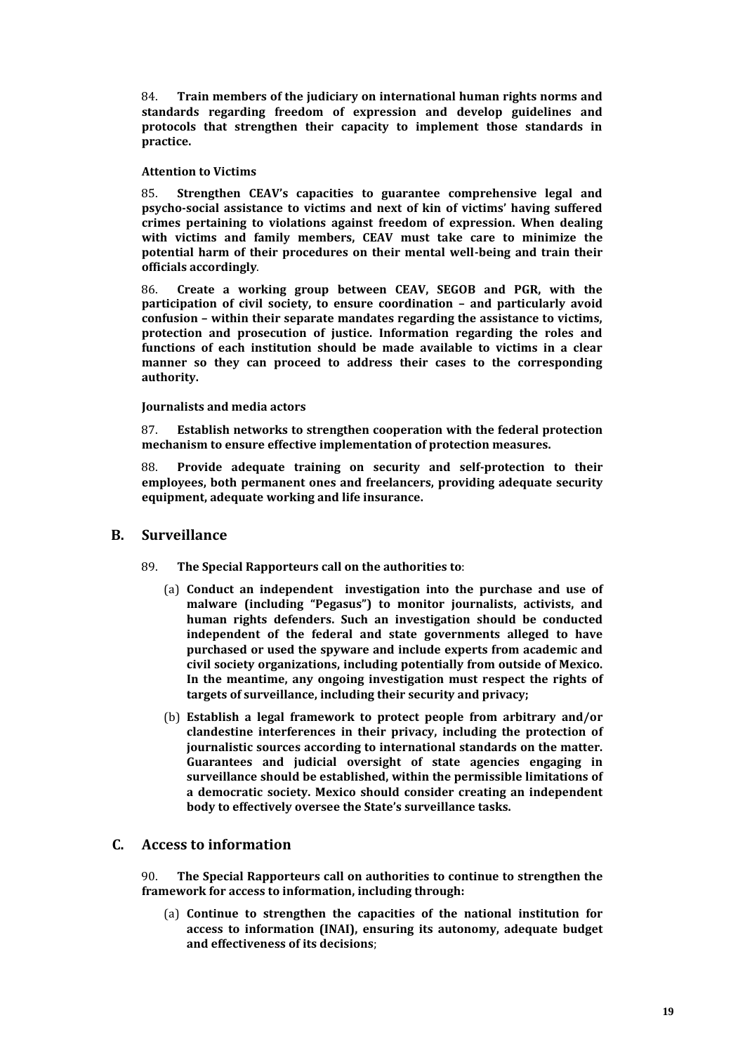84. **Train members of the judiciary on international human rights norms and standards regarding freedom of expression and develop guidelines and protocols that strengthen their capacity to implement those standards in practice.**

**Attention to Victims**

85. **Strengthen CEAV's capacities to guarantee comprehensive legal and psycho-social assistance to victims and next of kin of victims' having suffered crimes pertaining to violations against freedom of expression. When dealing with victims and family members, CEAV must take care to minimize the potential harm of their procedures on their mental well-being and train their officials accordingly**.

86. **Create a working group between CEAV, SEGOB and PGR, with the participation of civil society, to ensure coordination – and particularly avoid confusion – within their separate mandates regarding the assistance to victims, protection and prosecution of justice. Information regarding the roles and functions of each institution should be made available to victims in a clear manner so they can proceed to address their cases to the corresponding authority.**

**Journalists and media actors**

87. **Establish networks to strengthen cooperation with the federal protection mechanism to ensure effective implementation of protection measures.**

88. **Provide adequate training on security and self-protection to their employees, both permanent ones and freelancers, providing adequate security equipment, adequate working and life insurance.**

## B. Surveillance

89. **The Special Rapporteurs call on the authorities to**:

(a) **Conduct an independent investigation into the purchase and use of malware (including "Pegasus") to monitor journalists, activists, and human rights defenders. Such an investigation should be conducted independent of the federal and state governments alleged to have purchased or used the spyware and include experts from academic and civil society organizations, including potentially from outside of Mexico. In the meantime, any ongoing investigation must respect the rights of targets of surveillance, including their security and privacy;**

(b) **Establish a legal framework to protect people from arbitrary and/or clandestine interferences in their privacy, including the protection of journalistic sources according to international standards on the matter. Guarantees and judicial oversight of state agencies engaging in surveillance should be established, within the permissible limitations of a democratic society. Mexico should consider creating an independent body to effectively oversee the State's surveillance tasks.**

## C. Access to information

90. **The Special Rapporteurs call on authorities to continue to strengthen the framework for access to information, including through:**

(a) **Continue to strengthen the capacities of the national institution for access to information (INAI), ensuring its autonomy, adequate budget and effectiveness of its decisions**;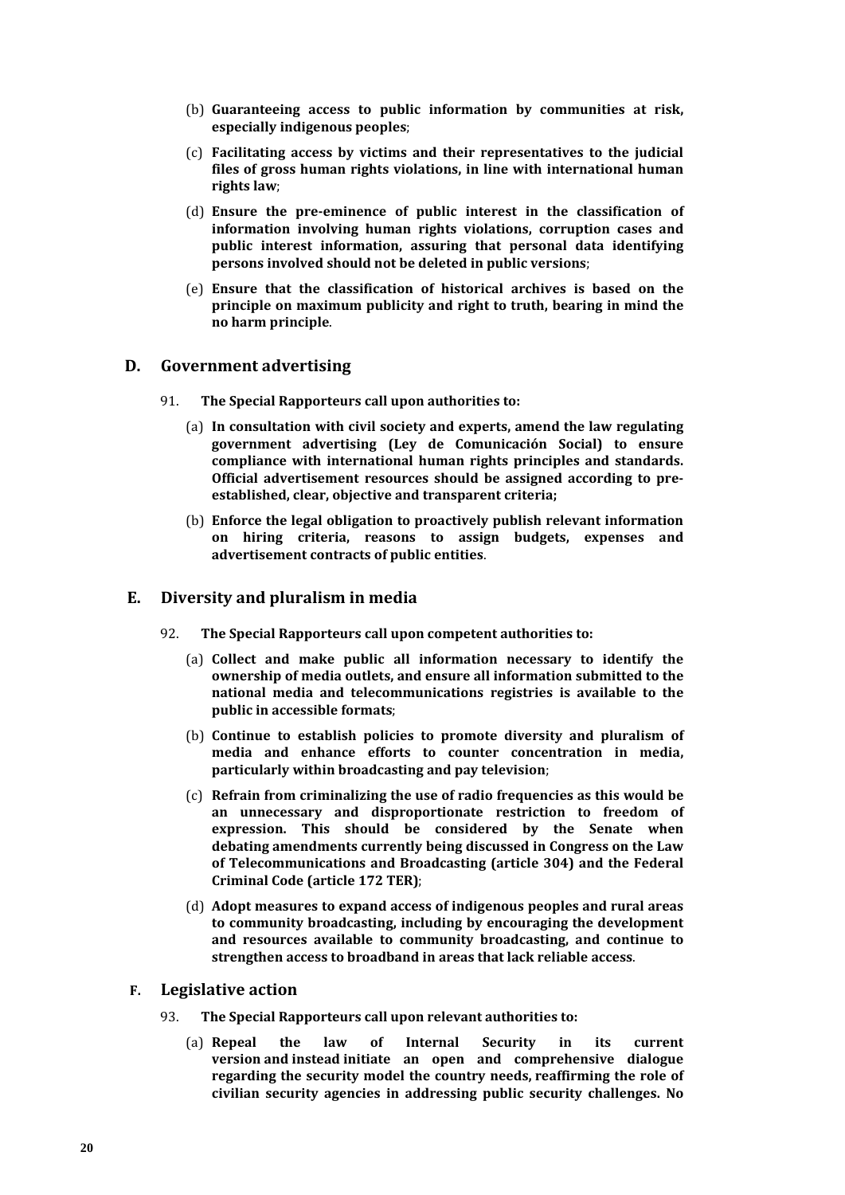(b) **Guaranteeing access to public information by communities at risk, especially indigenous peoples**;

(c) **Facilitating access by victims and their representatives to the judicial files of gross human rights violations, in line with international human rights law**;

(d) **Ensure the pre-eminence of public interest in the classification of information involving human rights violations, corruption cases and public interest information, assuring that personal data identifying persons involved should not be deleted in public versions**;

(e) **Ensure that the classification of historical archives is based on the principle on maximum publicity and right to truth, bearing in mind the no harm principle**.

## D. Government advertising

91. **The Special Rapporteurs call upon authorities to:**

(a) **In consultation with civil society and experts, amend the law regulating government advertising (Ley de Comunicación Social) to ensure compliance with international human rights principles and standards. Official advertisement resources should be assigned according to pre-established, clear, objective and transparent criteria;**

(b) **Enforce the legal obligation to proactively publish relevant information on hiring criteria, reasons to assign budgets, expenses and advertisement contracts of public entities**.

## E. Diversity and pluralism in media

92. **The Special Rapporteurs call upon competent authorities to:**

(a) **Collect and make public all information necessary to identify the ownership of media outlets, and ensure all information submitted to the national media and telecommunications registries is available to the public in accessible formats**;

(b) **Continue to establish policies to promote diversity and pluralism of media and enhance efforts to counter concentration in media, particularly within broadcasting and pay television**;

(c) **Refrain from criminalizing the use of radio frequencies as this would be an unnecessary and disproportionate restriction to freedom of expression. This should be considered by the Senate when debating amendments currently being discussed in Congress on the Law of Telecommunications and Broadcasting (article 304) and the Federal Criminal Code (article 172 TER)**;

(d) **Adopt measures to expand access of indigenous peoples and rural areas to community broadcasting, including by encouraging the development and resources available to community broadcasting, and continue to strengthen access to broadband in areas that lack reliable access**.

## F. Legislative action

93. **The Special Rapporteurs call upon relevant authorities to:**

(a) **Repeal the law of Internal Security in its current version and instead initiate an open and comprehensive dialogue regarding the security model the country needs, reaffirming the role of civilian security agencies in addressing public security challenges. No**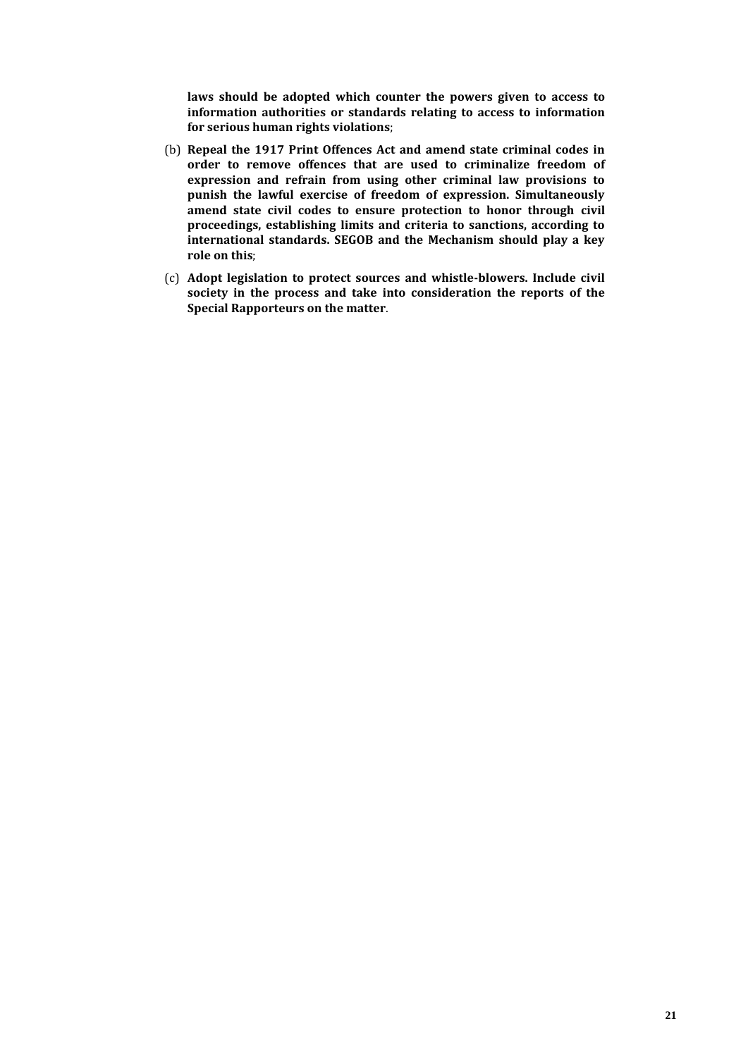**laws should be adopted which counter the powers given to access to information authorities or standards relating to access to information for serious human rights violations**;

(b) **Repeal the 1917 Print Offences Act and amend state criminal codes in order to remove offences that are used to criminalize freedom of expression and refrain from using other criminal law provisions to punish the lawful exercise of freedom of expression. Simultaneously amend state civil codes to ensure protection to honor through civil proceedings, establishing limits and criteria to sanctions, according to international standards. SEGOB and the Mechanism should play a key role on this**;

(c) **Adopt legislation to protect sources and whistle-blowers. Include civil society in the process and take into consideration the reports of the Special Rapporteurs on the matter**.